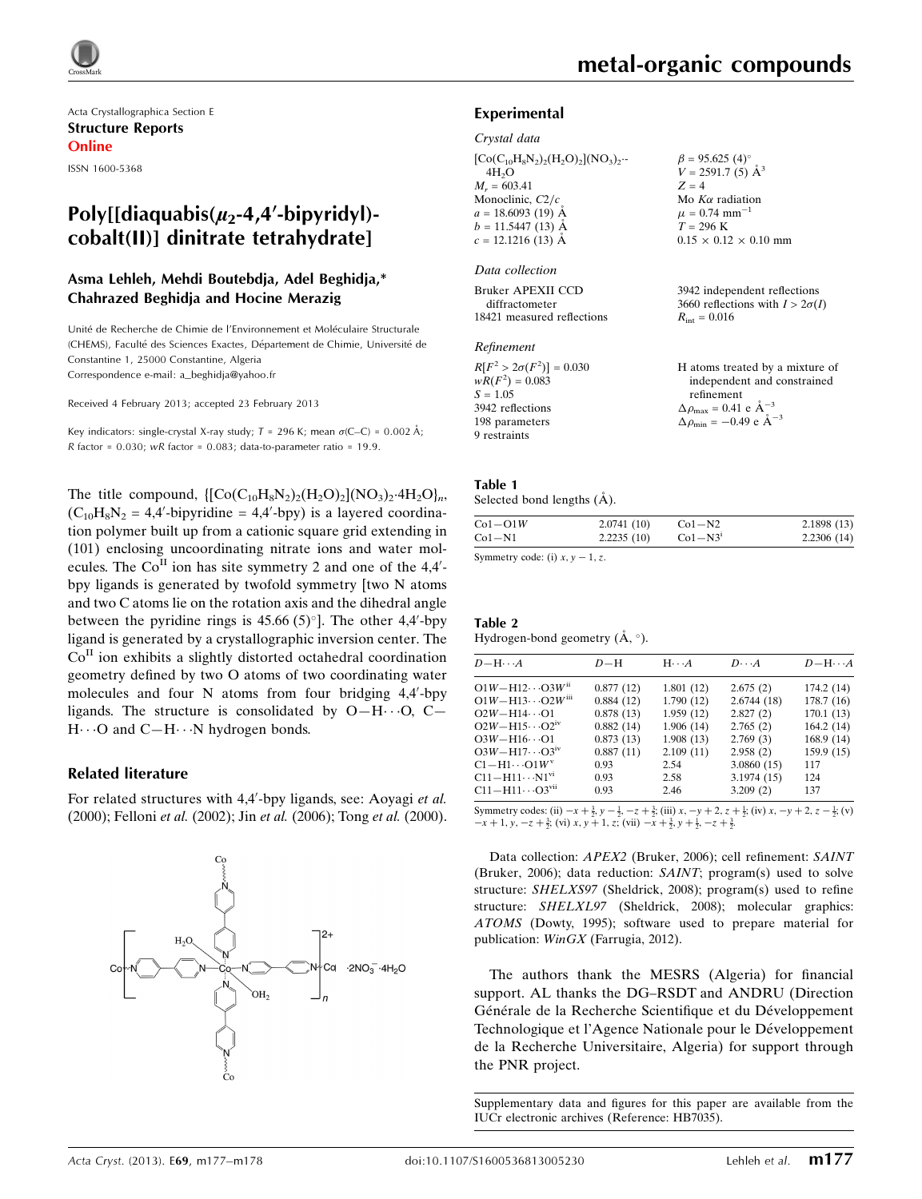Acta Crystallographica Section E

**Structure Reports**

**Online**

ISSN 1600-5368

# Poly[[diaquabis($\mu_2$-4,4′-bipyridyl)-cobalt(II)] dinitrate tetrahydrate]

**Asma Lehleh, Mehdi Boutebdja, Adel Beghidja,* Chahrazed Beghidja and Hocine Merazig**

Unité de Recherche de Chimie de l'Environnement et Moléculaire Structurale (CHEMS), Faculté des Sciences Exactes, Département de Chimie, Université de Constantine 1, 25000 Constantine, Algeria

Correspondence e-mail: a_beghidja@yahoo.fr

Received 4 February 2013; accepted 23 February 2013

Key indicators: single-crystal X-ray study; $T$ = 296 K; mean $\sigma$(C–C) = 0.002 Å; $R$ factor = 0.030; $wR$ factor = 0.083; data-to-parameter ratio = 19.9.

The title compound, $\{[Co(C_{10}H_8N_2)_2(H_2O)_2](NO_3)_2\cdot 4H_2O\}_n$, ($C_{10}H_8N_2$ = 4,4′-bipyridine = 4,4′-bpy) is a layered coordination polymer built up from a cationic square grid extending in (101) enclosing uncoordinating nitrate ions and water molecules. The $Co^{II}$ ion has site symmetry 2 and one of the 4,4′-bpy ligands is generated by twofold symmetry [two N atoms and two C atoms lie on the rotation axis and the dihedral angle between the pyridine rings is 45.66 (5)°]. The other 4,4′-bpy ligand is generated by a crystallographic inversion center. The $Co^{II}$ ion exhibits a slightly distorted octahedral coordination geometry defined by two O atoms of two coordinating water molecules and four N atoms from four bridging 4,4′-bpy ligands. The structure is consolidated by O—H⋯O, C—H⋯O and C—H⋯N hydrogen bonds.

## Related literature

For related structures with 4,4′-bpy ligands, see: Aoyagi *et al.* (2000); Felloni *et al.* (2002); Jin *et al.* (2006); Tong *et al.* (2000).

## Experimental

### Crystal data

$[Co(C_{10}H_8N_2)_2(H_2O)_2](NO_3)_2\cdot 4H_2O$

$M_r$ = 603.41

Monoclinic, $C2/c$

$a$ = 18.6093 (19) Å

$b$ = 11.5447 (13) Å

$c$ = 12.1216 (13) Å

$\beta$ = 95.625 (4)°

$V$ = 2591.7 (5) Å$^3$

$Z$ = 4

Mo $K\alpha$ radiation

$\mu$ = 0.74 mm$^{-1}$

$T$ = 296 K

0.15 × 0.12 × 0.10 mm

### Data collection

Bruker APEXII CCD diffractometer

18421 measured reflections

3942 independent reflections

3660 reflections with $I > 2\sigma(I)$

$R_{int}$ = 0.016

### Refinement

$R[F^2 > 2\sigma(F^2)]$ = 0.030

$wR(F^2)$ = 0.083

$S$ = 1.05

3942 reflections

198 parameters

9 restraints

H atoms treated by a mixture of independent and constrained refinement

$\Delta\rho_{max}$ = 0.41 e Å$^{-3}$

$\Delta\rho_{min}$ = −0.49 e Å$^{-3}$

**Table 1**
Selected bond lengths (Å).

| | | | |
|---|---|---|---|
| Co1—O1*W* | 2.0741 (10) | Co1—N2 | 2.1898 (13) |
| Co1—N1 | 2.2235 (10) | Co1—N3$^{i}$ | 2.2306 (14) |

Symmetry code: (i) $x, y-1, z$.

**Table 2**
Hydrogen-bond geometry (Å, °).

| *D*—H⋯*A* | *D*—H | H⋯*A* | *D*⋯*A* | *D*—H⋯*A* |
|---|---|---|---|---|
| O1*W*—H12⋯O3*W*$^{ii}$ | 0.877 (12) | 1.801 (12) | 2.675 (2) | 174.2 (14) |
| O1*W*—H13⋯O2*W*$^{iii}$ | 0.884 (12) | 1.790 (12) | 2.6744 (18) | 178.7 (16) |
| O2*W*—H14⋯O1 | 0.878 (13) | 1.959 (12) | 2.827 (2) | 170.1 (13) |
| O2*W*—H15⋯O2$^{iv}$ | 0.882 (14) | 1.906 (14) | 2.765 (2) | 164.2 (14) |
| O3*W*—H16⋯O1 | 0.873 (13) | 1.908 (13) | 2.769 (3) | 168.9 (14) |
| O3*W*—H17⋯O3$^{iv}$ | 0.887 (11) | 2.109 (11) | 2.958 (2) | 159.9 (15) |
| C1—H1⋯O1*W*$^{v}$ | 0.93 | 2.54 | 3.0860 (15) | 117 |
| C11—H11⋯N1$^{vi}$ | 0.93 | 2.58 | 3.1974 (15) | 124 |
| C11—H11⋯O3$^{vii}$ | 0.93 | 2.46 | 3.209 (2) | 137 |

Symmetry codes: (ii) $-x+\frac{1}{2}, y-\frac{1}{2}, -z+\frac{3}{2}$; (iii) $x, -y+2, z+\frac{1}{2}$; (iv) $x, -y+2, z-\frac{1}{2}$; (v) $-x+1, y, -z+\frac{3}{2}$; (vi) $x, y+1, z$; (vii) $-x+\frac{3}{2}, y+\frac{1}{2}, -z+\frac{3}{2}$.

Data collection: *APEX2* (Bruker, 2006); cell refinement: *SAINT* (Bruker, 2006); data reduction: *SAINT*; program(s) used to solve structure: *SHELXS97* (Sheldrick, 2008); program(s) used to refine structure: *SHELXL97* (Sheldrick, 2008); molecular graphics: *ATOMS* (Dowty, 1995); software used to prepare material for publication: *WinGX* (Farrugia, 2012).

The authors thank the MESRS (Algeria) for financial support. AL thanks the DG–RSDT and ANDRU (Direction Générale de la Recherche Scientifique et du Développement Technologique et l'Agence Nationale pour le Développement de la Recherche Universitaire, Algeria) for support through the PNR project.

Supplementary data and figures for this paper are available from the IUCr electronic archives (Reference: HB7035).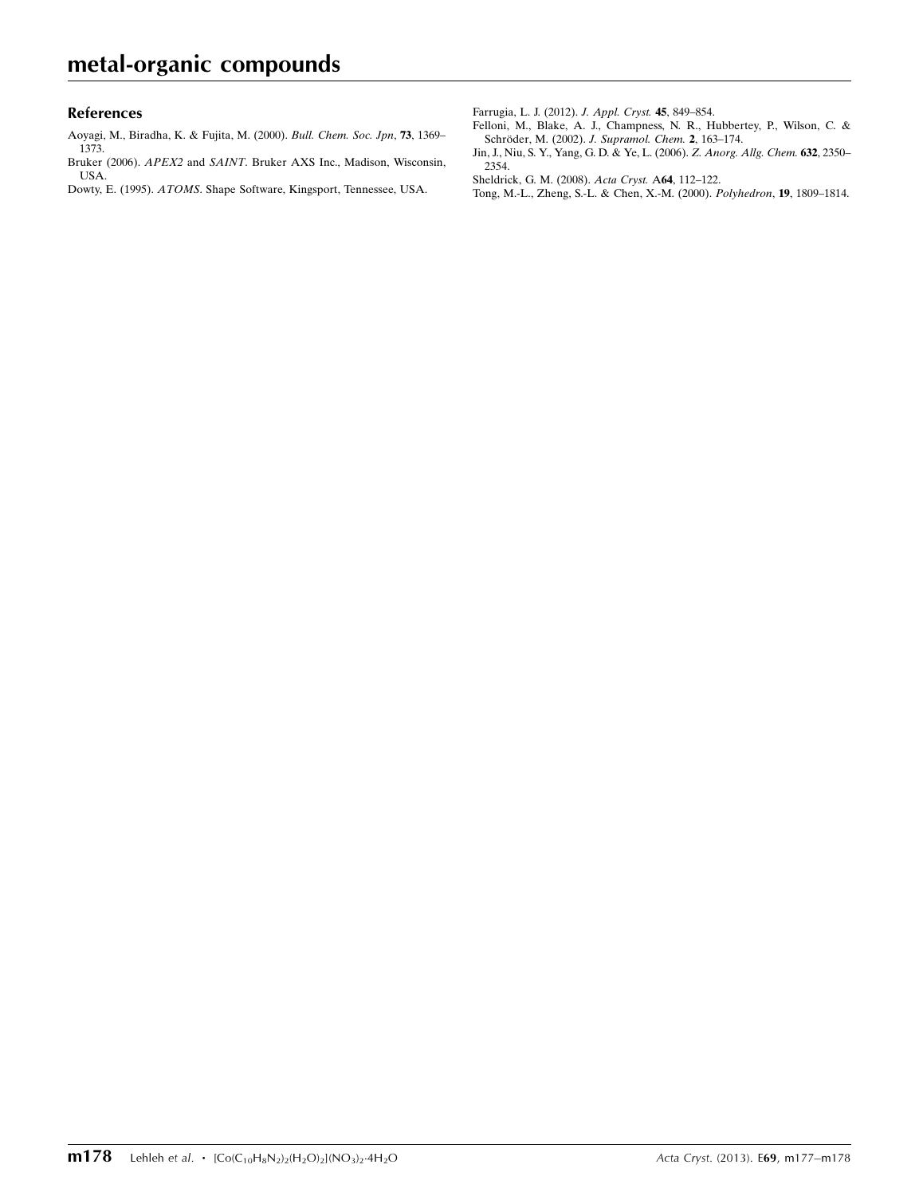## References

Aoyagi, M., Biradha, K. & Fujita, M. (2000). *Bull. Chem. Soc. Jpn*, **73**, 1369–1373.

Bruker (2006). *APEX2* and *SAINT*. Bruker AXS Inc., Madison, Wisconsin, USA.

Dowty, E. (1995). *ATOMS*. Shape Software, Kingsport, Tennessee, USA.

Farrugia, L. J. (2012). *J. Appl. Cryst.* **45**, 849–854.

Felloni, M., Blake, A. J., Champness, N. R., Hubbertey, P., Wilson, C. & Schröder, M. (2002). *J. Supramol. Chem.* **2**, 163–174.

Jin, J., Niu, S. Y., Yang, G. D. & Ye, L. (2006). *Z. Anorg. Allg. Chem.* **632**, 2350–2354.

Sheldrick, G. M. (2008). *Acta Cryst.* A**64**, 112–122.

Tong, M.-L., Zheng, S.-L. & Chen, X.-M. (2000). *Polyhedron*, **19**, 1809–1814.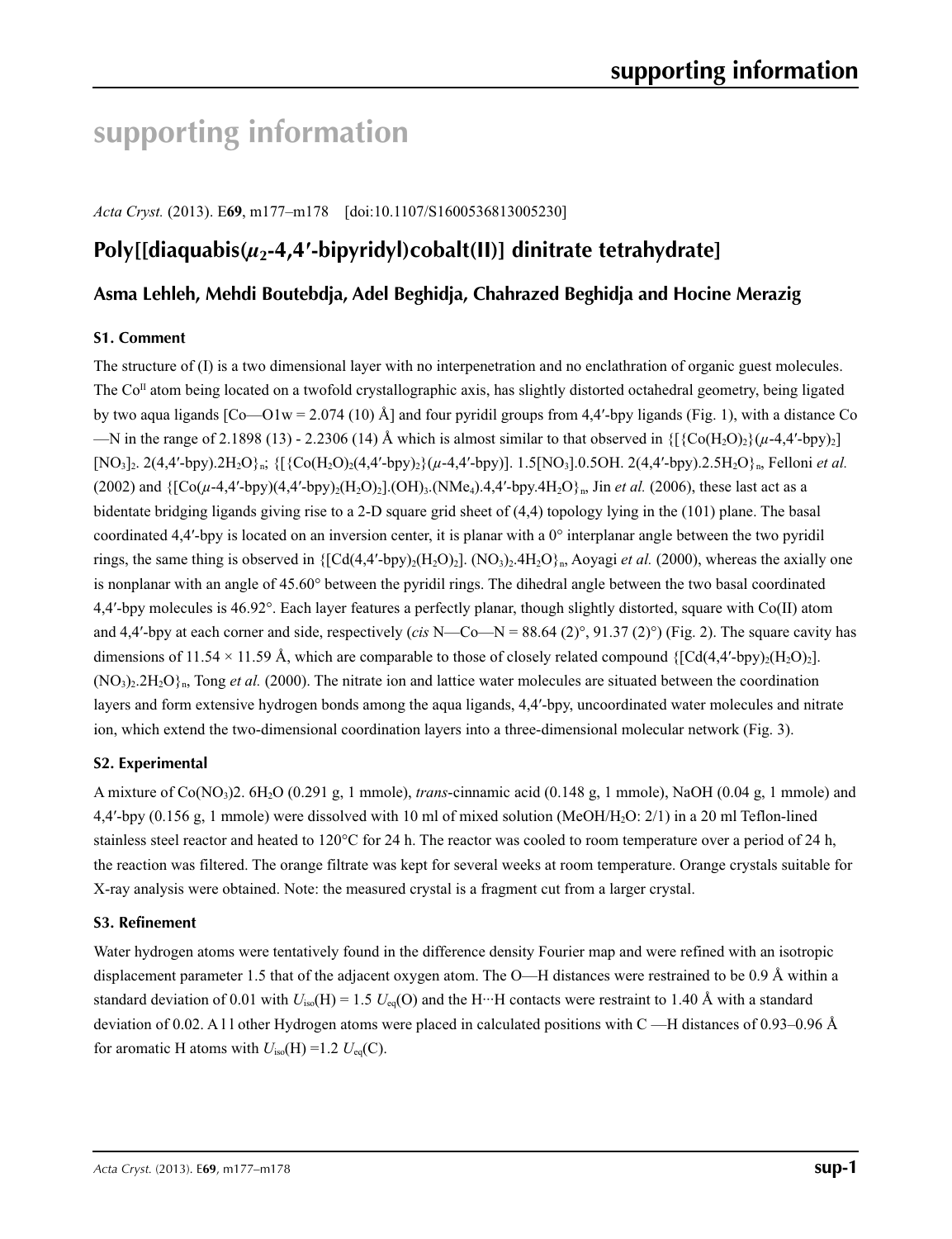# supporting information

*Acta Cryst.* (2013). E**69**, m177–m178 [doi:10.1107/S1600536813005230]

## Poly[[diaquabis($\mu_2$-4,4′-bipyridyl)cobalt(II)] dinitrate tetrahydrate]

### Asma Lehleh, Mehdi Boutebdja, Adel Beghidja, Chahrazed Beghidja and Hocine Merazig

#### S1. Comment

The structure of (I) is a two dimensional layer with no interpenetration and no enclathration of organic guest molecules. The Co$^{II}$ atom being located on a twofold crystallographic axis, has slightly distorted octahedral geometry, being ligated by two aqua ligands [Co—O1w = 2.074 (10) Å] and four pyridil groups from 4,4′-bpy ligands (Fig. 1), with a distance Co—N in the range of 2.1898 (13) - 2.2306 (14) Å which is almost similar to that observed in {[{Co(H$_2$O)$_2$}($\mu$-4,4′-bpy)$_2$][NO$_3$]$_2$. 2(4,4′-bpy).2H$_2$O}$_n$; {[{Co(H$_2$O)$_2$(4,4′-bpy)$_2$}($\mu$-4,4′-bpy)]. 1.5[NO$_3$].0.5OH. 2(4,4′-bpy).2.5H$_2$O}$_n$, Felloni *et al.* (2002) and {[Co($\mu$-4,4′-bpy)(4,4′-bpy)$_2$(H$_2$O)$_2$].(OH)$_3$.(NMe$_4$).4,4′-bpy.4H$_2$O}$_n$, Jin *et al.* (2006), these last act as a bidentate bridging ligands giving rise to a 2-D square grid sheet of (4,4) topology lying in the (101) plane. The basal coordinated 4,4′-bpy is located on an inversion center, it is planar with a 0° interplanar angle between the two pyridil rings, the same thing is observed in {[Cd(4,4′-bpy)$_2$(H$_2$O)$_2$]. (NO$_3$)$_2$.4H$_2$O}$_n$, Aoyagi *et al.* (2000), whereas the axially one is nonplanar with an angle of 45.60° between the pyridil rings. The dihedral angle between the two basal coordinated 4,4′-bpy molecules is 46.92°. Each layer features a perfectly planar, though slightly distorted, square with Co(II) atom and 4,4′-bpy at each corner and side, respectively (*cis* N—Co—N = 88.64 (2)°, 91.37 (2)°) (Fig. 2). The square cavity has dimensions of 11.54 × 11.59 Å, which are comparable to those of closely related compound {[Cd(4,4′-bpy)$_2$(H$_2$O)$_2$].(NO$_3$)$_2$.2H$_2$O}$_n$, Tong *et al.* (2000). The nitrate ion and lattice water molecules are situated between the coordination layers and form extensive hydrogen bonds among the aqua ligands, 4,4′-bpy, uncoordinated water molecules and nitrate ion, which extend the two-dimensional coordination layers into a three-dimensional molecular network (Fig. 3).

#### S2. Experimental

A mixture of Co(NO$_3$)2. 6H$_2$O (0.291 g, 1 mmole), *trans*-cinnamic acid (0.148 g, 1 mmole), NaOH (0.04 g, 1 mmole) and 4,4′-bpy (0.156 g, 1 mmole) were dissolved with 10 ml of mixed solution (MeOH/H$_2$O: 2/1) in a 20 ml Teflon-lined stainless steel reactor and heated to 120°C for 24 h. The reactor was cooled to room temperature over a period of 24 h, the reaction was filtered. The orange filtrate was kept for several weeks at room temperature. Orange crystals suitable for X-ray analysis were obtained. Note: the measured crystal is a fragment cut from a larger crystal.

#### S3. Refinement

Water hydrogen atoms were tentatively found in the difference density Fourier map and were refined with an isotropic displacement parameter 1.5 that of the adjacent oxygen atom. The O—H distances were restrained to be 0.9 Å within a standard deviation of 0.01 with $U_{iso}$(H) = 1.5 $U_{eq}$(O) and the H···H contacts were restraint to 1.40 Å with a standard deviation of 0.02. A l l other Hydrogen atoms were placed in calculated positions with C —H distances of 0.93–0.96 Å for aromatic H atoms with $U_{iso}$(H) =1.2 $U_{eq}$(C).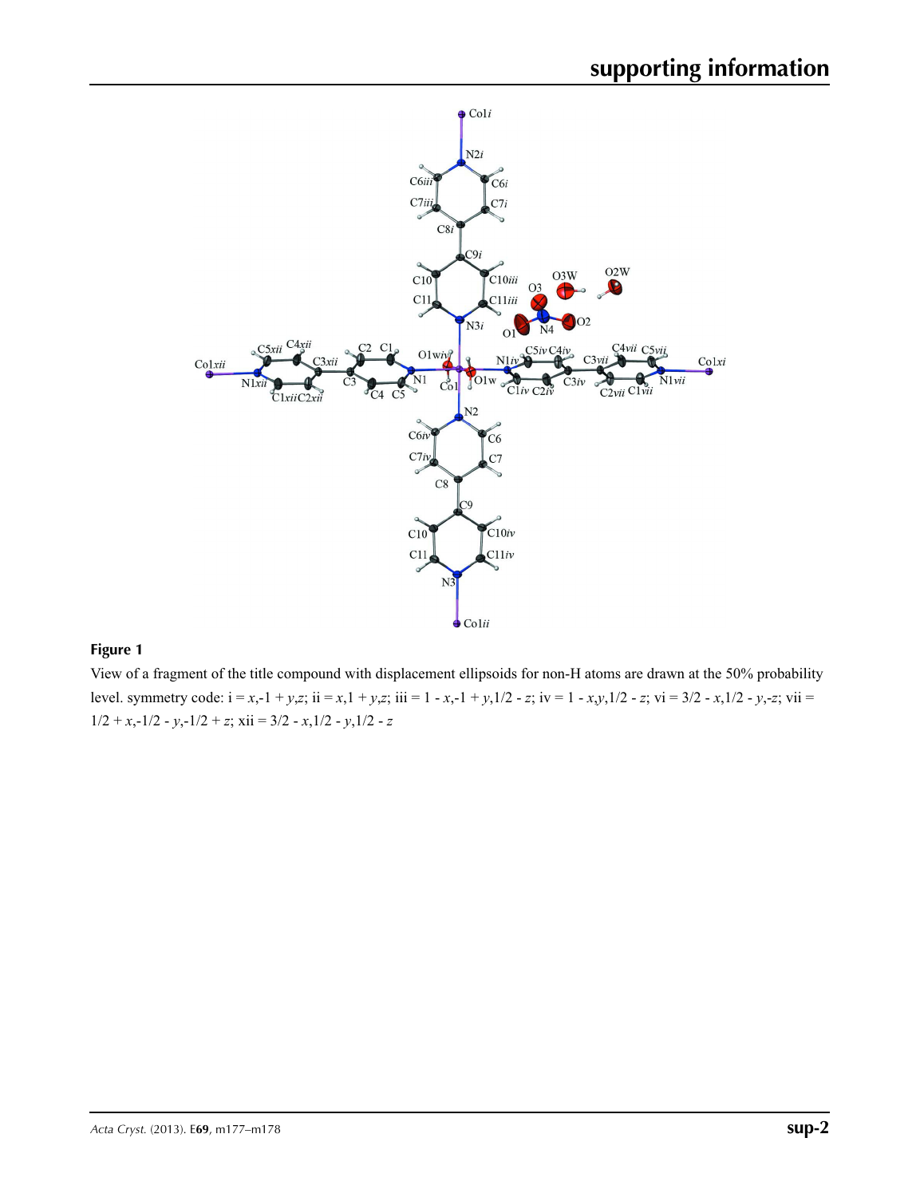**Figure 1**

View of a fragment of the title compound with displacement ellipsoids for non-H atoms are drawn at the 50% probability level. symmetry code: i = *x*,-1 + *y*,*z*; ii = *x*,1 + *y*,*z*; iii = 1 - *x*,-1 + *y*,1/2 - *z*; iv = 1 - *x*,*y*,1/2 - *z*; vi = 3/2 - *x*,1/2 - *y*,-*z*; vii = 1/2 + *x*,-1/2 - *y*,-1/2 + *z*; xii = 3/2 - *x*,1/2 - *y*,1/2 - *z*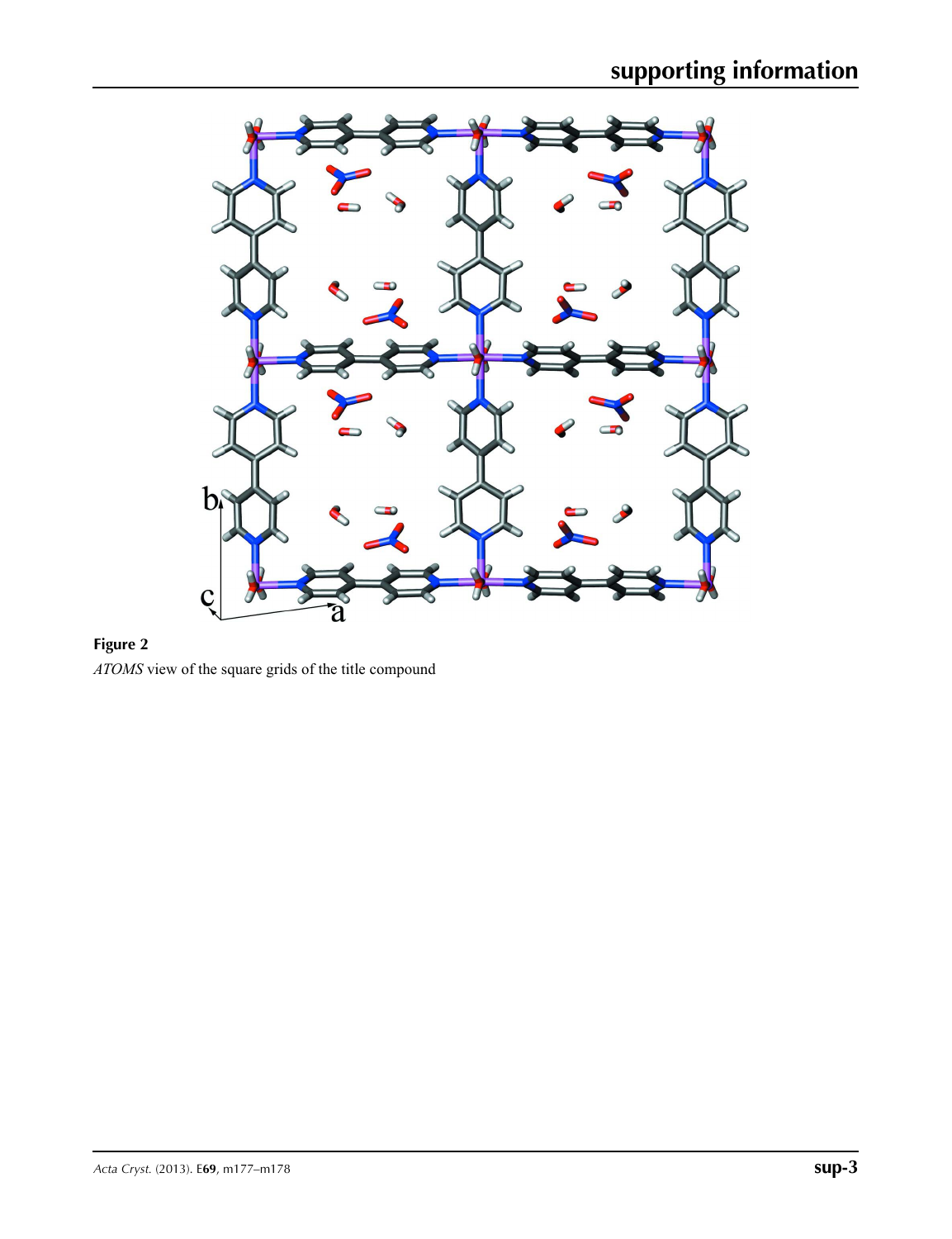**Figure 2**

*ATOMS* view of the square grids of the title compound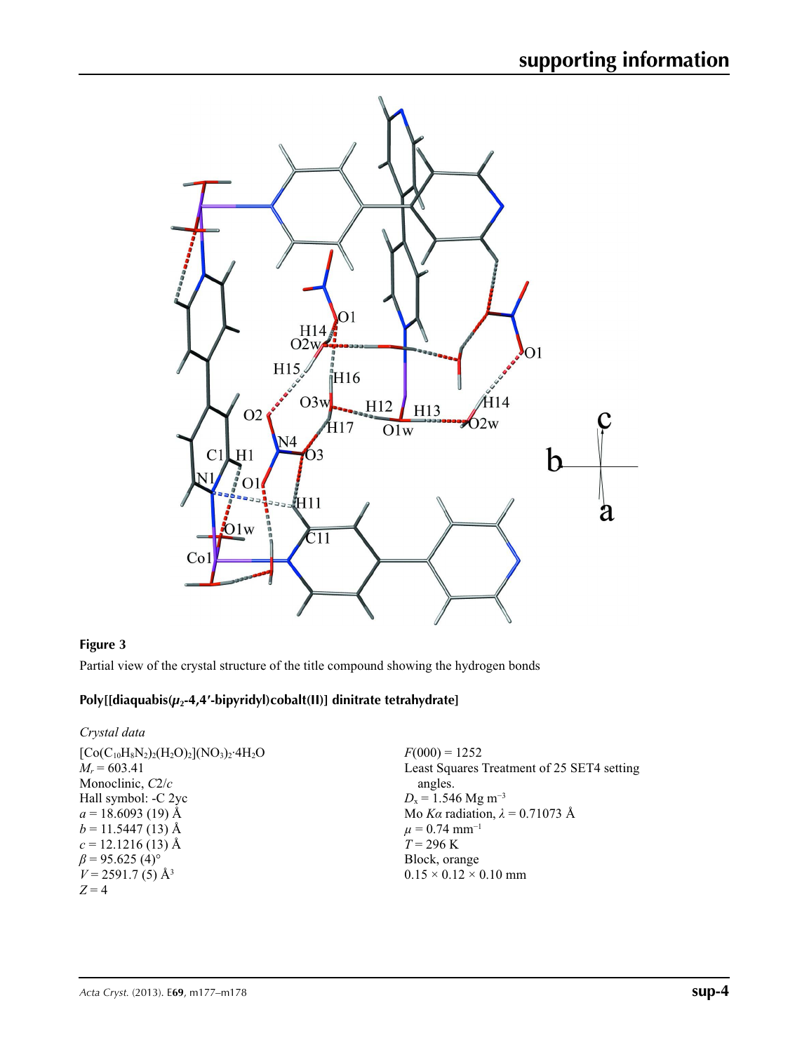**Figure 3**

Partial view of the crystal structure of the title compound showing the hydrogen bonds

## Poly[[diaquabis($\mu_2$-4,4′-bipyridyl)cobalt(II)] dinitrate tetrahydrate]

*Crystal data*

$[Co(C_{10}H_8N_2)_2(H_2O)_2](NO_3)_2 \cdot 4H_2O$
$M_r = 603.41$
Monoclinic, $C2/c$
Hall symbol: -C 2yc
$a = 18.6093$ (19) Å
$b = 11.5447$ (13) Å
$c = 12.1216$ (13) Å
$\beta = 95.625$ (4)°
$V = 2591.7$ (5) Å$^3$
$Z = 4$
$F(000) = 1252$
Least Squares Treatment of 25 SET4 setting angles.
$D_x = 1.546$ Mg m$^{-3}$
Mo $K\alpha$ radiation, $\lambda = 0.71073$ Å
$\mu = 0.74$ mm$^{-1}$
$T = 296$ K
Block, orange
$0.15 \times 0.12 \times 0.10$ mm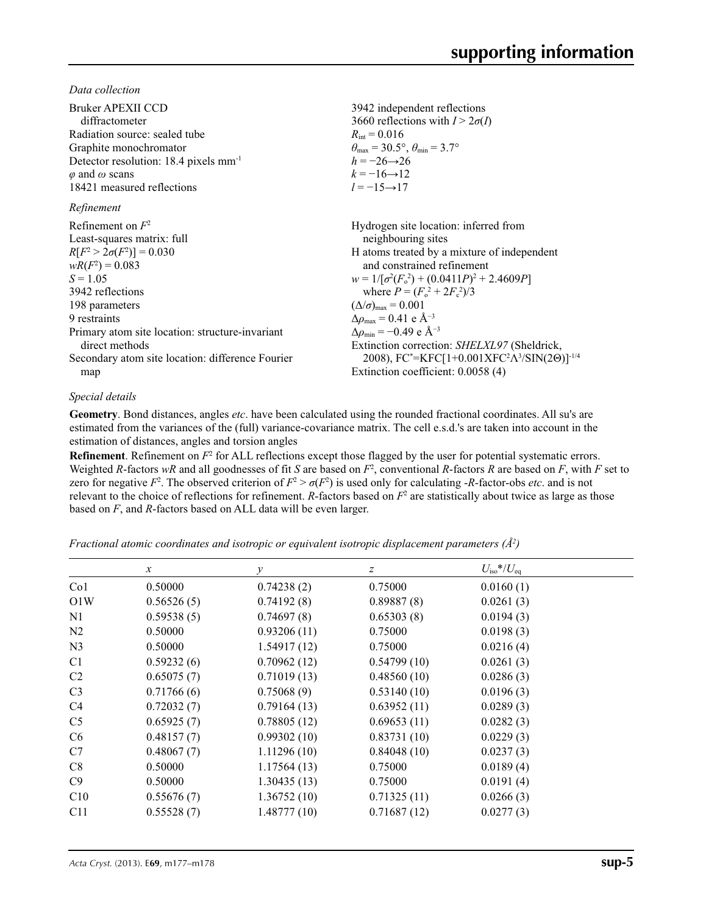*Data collection*

| | |
|---|---|
| Bruker APEXII CCD diffractometer | 3942 independent reflections |
| Radiation source: sealed tube | 3660 reflections with $I > 2\sigma(I)$ |
| Graphite monochromator | $R_{int} = 0.016$ |
| Detector resolution: 18.4 pixels mm$^{-1}$ | $\theta_{max} = 30.5°$, $\theta_{min} = 3.7°$ |
| $\varphi$ and $\omega$ scans | $h = -26 \rightarrow 26$ |
| 18421 measured reflections | $k = -16 \rightarrow 12$ |
| | $l = -15 \rightarrow 17$ |

*Refinement*

| | |
|---|---|
| Refinement on $F^2$ | Hydrogen site location: inferred from neighbouring sites |
| Least-squares matrix: full | H atoms treated by a mixture of independent and constrained refinement |
| $R[F^2 > 2\sigma(F^2)] = 0.030$ | $w = 1/[\sigma^2(F_o^2) + (0.0411P)^2 + 2.4609P]$ where $P = (F_o^2 + 2F_c^2)/3$ |
| $wR(F^2) = 0.083$ | $(\Delta/\sigma)_{max} = 0.001$ |
| $S = 1.05$ | $\Delta\rho_{max} = 0.41$ e Å$^{-3}$ |
| 3942 reflections | $\Delta\rho_{min} = -0.49$ e Å$^{-3}$ |
| 198 parameters | Extinction correction: *SHELXL97* (Sheldrick, 2008), $FC^*=KFC[1+0.001XFC^2\Lambda^3/SIN(2\Theta)]^{-1/4}$ |
| 9 restraints | Extinction coefficient: 0.0058 (4) |
| Primary atom site location: structure-invariant direct methods | |
| Secondary atom site location: difference Fourier map | |

*Special details*

**Geometry**. Bond distances, angles *etc*. have been calculated using the rounded fractional coordinates. All su's are estimated from the variances of the (full) variance-covariance matrix. The cell e.s.d.'s are taken into account in the estimation of distances, angles and torsion angles

**Refinement**. Refinement on $F^2$ for ALL reflections except those flagged by the user for potential systematic errors. Weighted *R*-factors *wR* and all goodnesses of fit *S* are based on $F^2$, conventional *R*-factors *R* are based on *F*, with *F* set to zero for negative $F^2$. The observed criterion of $F^2 > \sigma(F^2)$ is used only for calculating -*R*-factor-obs *etc*. and is not relevant to the choice of reflections for refinement. *R*-factors based on $F^2$ are statistically about twice as large as those based on *F*, and *R*-factors based on ALL data will be even larger.

*Fractional atomic coordinates and isotropic or equivalent isotropic displacement parameters (Å$^2$)*

| | *x* | *y* | *z* | $U_{iso}$\*/$U_{eq}$ |
|---|---|---|---|---|
| Co1 | 0.50000 | 0.74238 (2) | 0.75000 | 0.0160 (1) |
| O1W | 0.56526 (5) | 0.74192 (8) | 0.89887 (8) | 0.0261 (3) |
| N1 | 0.59538 (5) | 0.74697 (8) | 0.65303 (8) | 0.0194 (3) |
| N2 | 0.50000 | 0.93206 (11) | 0.75000 | 0.0198 (3) |
| N3 | 0.50000 | 1.54917 (12) | 0.75000 | 0.0216 (4) |
| C1 | 0.59232 (6) | 0.70962 (12) | 0.54799 (10) | 0.0261 (3) |
| C2 | 0.65075 (7) | 0.71019 (13) | 0.48560 (10) | 0.0286 (3) |
| C3 | 0.71766 (6) | 0.75068 (9) | 0.53140 (10) | 0.0196 (3) |
| C4 | 0.72032 (7) | 0.79164 (13) | 0.63952 (11) | 0.0289 (3) |
| C5 | 0.65925 (7) | 0.78805 (12) | 0.69653 (11) | 0.0282 (3) |
| C6 | 0.48157 (7) | 0.99302 (10) | 0.83731 (10) | 0.0229 (3) |
| C7 | 0.48067 (7) | 1.11296 (10) | 0.84048 (10) | 0.0237 (3) |
| C8 | 0.50000 | 1.17564 (13) | 0.75000 | 0.0189 (4) |
| C9 | 0.50000 | 1.30435 (13) | 0.75000 | 0.0191 (4) |
| C10 | 0.55676 (7) | 1.36752 (10) | 0.71325 (11) | 0.0266 (3) |
| C11 | 0.55528 (7) | 1.48777 (10) | 0.71687 (12) | 0.0277 (3) |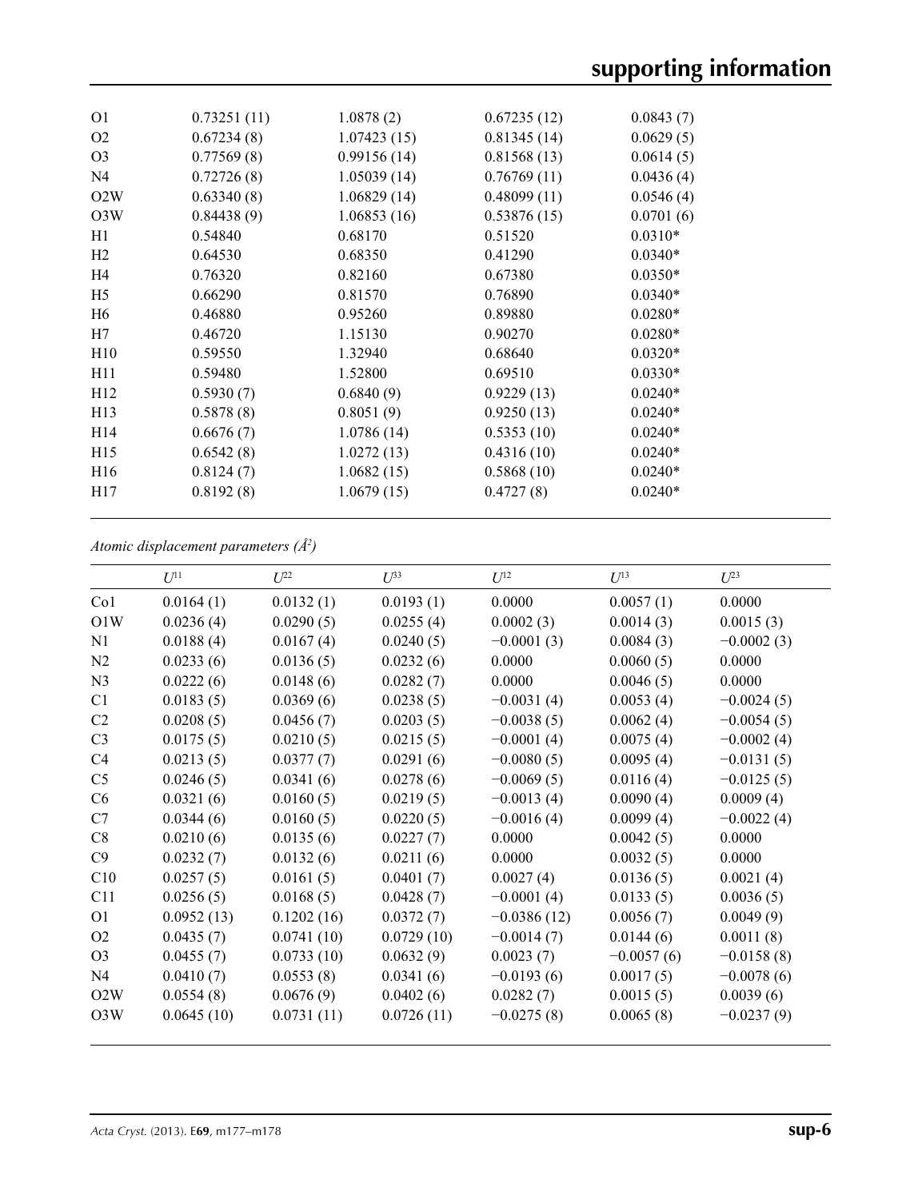| | | | | |
|---|---|---|---|---|
| O1 | 0.73251 (11) | 1.0878 (2) | 0.67235 (12) | 0.0843 (7) |
| O2 | 0.67234 (8) | 1.07423 (15) | 0.81345 (14) | 0.0629 (5) |
| O3 | 0.77569 (8) | 0.99156 (14) | 0.81568 (13) | 0.0614 (5) |
| N4 | 0.72726 (8) | 1.05039 (14) | 0.76769 (11) | 0.0436 (4) |
| O2W | 0.63340 (8) | 1.06829 (14) | 0.48099 (11) | 0.0546 (4) |
| O3W | 0.84438 (9) | 1.06853 (16) | 0.53876 (15) | 0.0701 (6) |
| H1 | 0.54840 | 0.68170 | 0.51520 | 0.0310* |
| H2 | 0.64530 | 0.68350 | 0.41290 | 0.0340* |
| H4 | 0.76320 | 0.82160 | 0.67380 | 0.0350* |
| H5 | 0.66290 | 0.81570 | 0.76890 | 0.0340* |
| H6 | 0.46880 | 0.95260 | 0.89880 | 0.0280* |
| H7 | 0.46720 | 1.15130 | 0.90270 | 0.0280* |
| H10 | 0.59550 | 1.32940 | 0.68640 | 0.0320* |
| H11 | 0.59480 | 1.52800 | 0.69510 | 0.0330* |
| H12 | 0.5930 (7) | 0.6840 (9) | 0.9229 (13) | 0.0240* |
| H13 | 0.5878 (8) | 0.8051 (9) | 0.9250 (13) | 0.0240* |
| H14 | 0.6676 (7) | 1.0786 (14) | 0.5353 (10) | 0.0240* |
| H15 | 0.6542 (8) | 1.0272 (13) | 0.4316 (10) | 0.0240* |
| H16 | 0.8124 (7) | 1.0682 (15) | 0.5868 (10) | 0.0240* |
| H17 | 0.8192 (8) | 1.0679 (15) | 0.4727 (8) | 0.0240* |

*Atomic displacement parameters (Å$^2$)*

| | $U^{11}$ | $U^{22}$ | $U^{33}$ | $U^{12}$ | $U^{13}$ | $U^{23}$ |
|---|---|---|---|---|---|---|
| Co1 | 0.0164 (1) | 0.0132 (1) | 0.0193 (1) | 0.0000 | 0.0057 (1) | 0.0000 |
| O1W | 0.0236 (4) | 0.0290 (5) | 0.0255 (4) | 0.0002 (3) | 0.0014 (3) | 0.0015 (3) |
| N1 | 0.0188 (4) | 0.0167 (4) | 0.0240 (5) | −0.0001 (3) | 0.0084 (3) | −0.0002 (3) |
| N2 | 0.0233 (6) | 0.0136 (5) | 0.0232 (6) | 0.0000 | 0.0060 (5) | 0.0000 |
| N3 | 0.0222 (6) | 0.0148 (6) | 0.0282 (7) | 0.0000 | 0.0046 (5) | 0.0000 |
| C1 | 0.0183 (5) | 0.0369 (6) | 0.0238 (5) | −0.0031 (4) | 0.0053 (4) | −0.0024 (5) |
| C2 | 0.0208 (5) | 0.0456 (7) | 0.0203 (5) | −0.0038 (5) | 0.0062 (4) | −0.0054 (5) |
| C3 | 0.0175 (5) | 0.0210 (5) | 0.0215 (5) | −0.0001 (4) | 0.0075 (4) | −0.0002 (4) |
| C4 | 0.0213 (5) | 0.0377 (7) | 0.0291 (6) | −0.0080 (5) | 0.0095 (4) | −0.0131 (5) |
| C5 | 0.0246 (5) | 0.0341 (6) | 0.0278 (6) | −0.0069 (5) | 0.0116 (4) | −0.0125 (5) |
| C6 | 0.0321 (6) | 0.0160 (5) | 0.0219 (5) | −0.0013 (4) | 0.0090 (4) | 0.0009 (4) |
| C7 | 0.0344 (6) | 0.0160 (5) | 0.0220 (5) | −0.0016 (4) | 0.0099 (4) | −0.0022 (4) |
| C8 | 0.0210 (6) | 0.0135 (6) | 0.0227 (7) | 0.0000 | 0.0042 (5) | 0.0000 |
| C9 | 0.0232 (7) | 0.0132 (6) | 0.0211 (6) | 0.0000 | 0.0032 (5) | 0.0000 |
| C10 | 0.0257 (5) | 0.0161 (5) | 0.0401 (7) | 0.0027 (4) | 0.0136 (5) | 0.0021 (4) |
| C11 | 0.0256 (5) | 0.0168 (5) | 0.0428 (7) | −0.0001 (4) | 0.0133 (5) | 0.0036 (5) |
| O1 | 0.0952 (13) | 0.1202 (16) | 0.0372 (7) | −0.0386 (12) | 0.0056 (7) | 0.0049 (9) |
| O2 | 0.0435 (7) | 0.0741 (10) | 0.0729 (10) | −0.0014 (7) | 0.0144 (6) | 0.0011 (8) |
| O3 | 0.0455 (7) | 0.0733 (10) | 0.0632 (9) | 0.0023 (7) | −0.0057 (6) | −0.0158 (8) |
| N4 | 0.0410 (7) | 0.0553 (8) | 0.0341 (6) | −0.0193 (6) | 0.0017 (5) | −0.0078 (6) |
| O2W | 0.0554 (8) | 0.0676 (9) | 0.0402 (6) | 0.0282 (7) | 0.0015 (5) | 0.0039 (6) |
| O3W | 0.0645 (10) | 0.0731 (11) | 0.0726 (11) | −0.0275 (8) | 0.0065 (8) | −0.0237 (9) |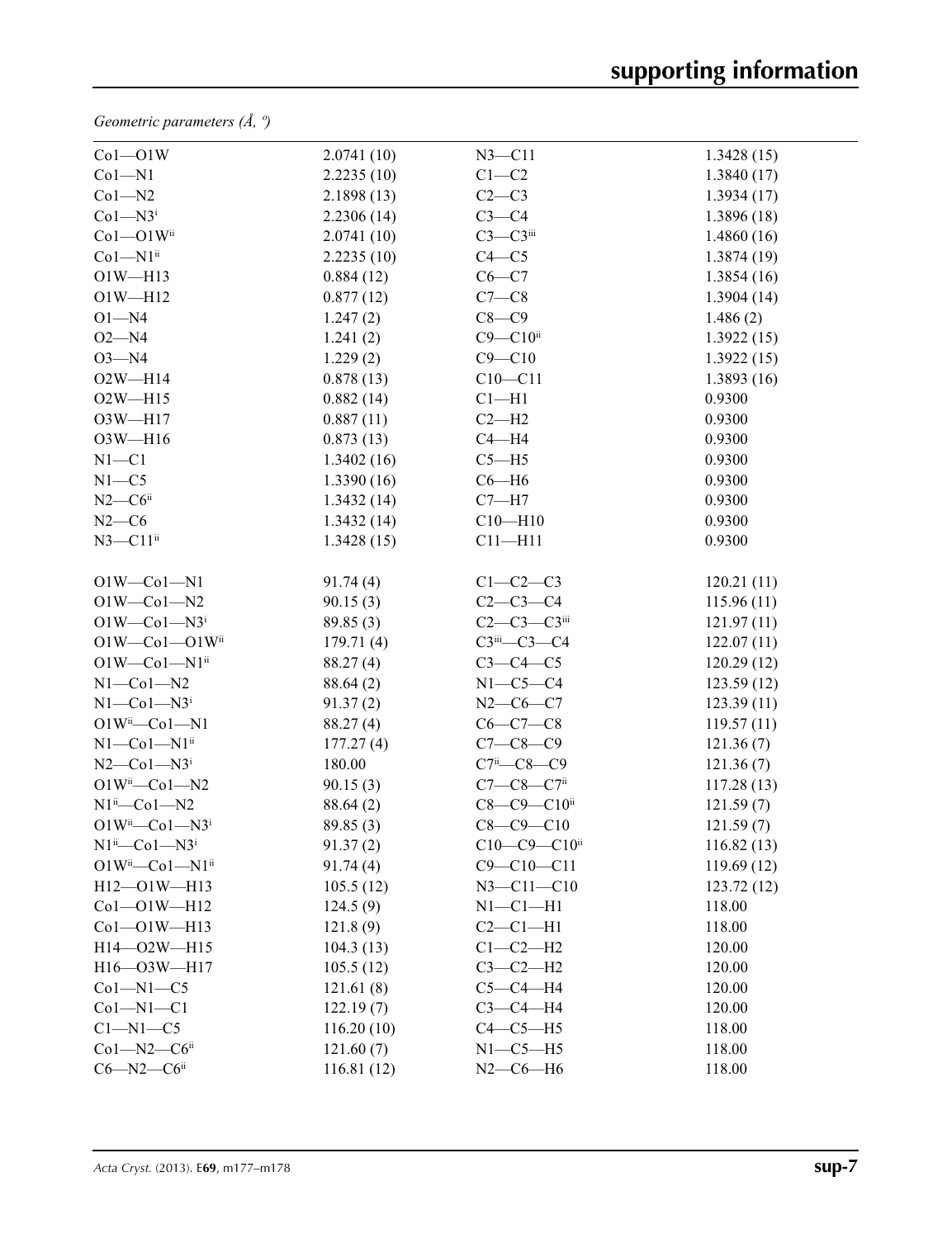*Geometric parameters (Å, º)*

| | | | |
|---|---|---|---|
| Co1—O1W | 2.0741 (10) | N3—C11 | 1.3428 (15) |
| Co1—N1 | 2.2235 (10) | C1—C2 | 1.3840 (17) |
| Co1—N2 | 2.1898 (13) | C2—C3 | 1.3934 (17) |
| Co1—N3$^{i}$ | 2.2306 (14) | C3—C4 | 1.3896 (18) |
| Co1—O1W$^{ii}$ | 2.0741 (10) | C3—C3$^{iii}$ | 1.4860 (16) |
| Co1—N1$^{ii}$ | 2.2235 (10) | C4—C5 | 1.3874 (19) |
| O1W—H13 | 0.884 (12) | C6—C7 | 1.3854 (16) |
| O1W—H12 | 0.877 (12) | C7—C8 | 1.3904 (14) |
| O1—N4 | 1.247 (2) | C8—C9 | 1.486 (2) |
| O2—N4 | 1.241 (2) | C9—C10$^{ii}$ | 1.3922 (15) |
| O3—N4 | 1.229 (2) | C9—C10 | 1.3922 (15) |
| O2W—H14 | 0.878 (13) | C10—C11 | 1.3893 (16) |
| O2W—H15 | 0.882 (14) | C1—H1 | 0.9300 |
| O3W—H17 | 0.887 (11) | C2—H2 | 0.9300 |
| O3W—H16 | 0.873 (13) | C4—H4 | 0.9300 |
| N1—C1 | 1.3402 (16) | C5—H5 | 0.9300 |
| N1—C5 | 1.3390 (16) | C6—H6 | 0.9300 |
| N2—C6$^{ii}$ | 1.3432 (14) | C7—H7 | 0.9300 |
| N2—C6 | 1.3432 (14) | C10—H10 | 0.9300 |
| N3—C11$^{ii}$ | 1.3428 (15) | C11—H11 | 0.9300 |
| | | | |
| O1W—Co1—N1 | 91.74 (4) | C1—C2—C3 | 120.21 (11) |
| O1W—Co1—N2 | 90.15 (3) | C2—C3—C4 | 115.96 (11) |
| O1W—Co1—N3$^{i}$ | 89.85 (3) | C2—C3—C3$^{iii}$ | 121.97 (11) |
| O1W—Co1—O1W$^{ii}$ | 179.71 (4) | C3$^{iii}$—C3—C4 | 122.07 (11) |
| O1W—Co1—N1$^{ii}$ | 88.27 (4) | C3—C4—C5 | 120.29 (12) |
| N1—Co1—N2 | 88.64 (2) | N1—C5—C4 | 123.59 (12) |
| N1—Co1—N3$^{i}$ | 91.37 (2) | N2—C6—C7 | 123.39 (11) |
| O1W$^{ii}$—Co1—N1 | 88.27 (4) | C6—C7—C8 | 119.57 (11) |
| N1—Co1—N1$^{ii}$ | 177.27 (4) | C7—C8—C9 | 121.36 (7) |
| N2—Co1—N3$^{i}$ | 180.00 | C7$^{ii}$—C8—C9 | 121.36 (7) |
| O1W$^{ii}$—Co1—N2 | 90.15 (3) | C7—C8—C7$^{ii}$ | 117.28 (13) |
| N1$^{ii}$—Co1—N2 | 88.64 (2) | C8—C9—C10$^{ii}$ | 121.59 (7) |
| O1W$^{ii}$—Co1—N3$^{i}$ | 89.85 (3) | C8—C9—C10 | 121.59 (7) |
| N1$^{ii}$—Co1—N3$^{i}$ | 91.37 (2) | C10—C9—C10$^{ii}$ | 116.82 (13) |
| O1W$^{ii}$—Co1—N1$^{ii}$ | 91.74 (4) | C9—C10—C11 | 119.69 (12) |
| H12—O1W—H13 | 105.5 (12) | N3—C11—C10 | 123.72 (12) |
| Co1—O1W—H12 | 124.5 (9) | N1—C1—H1 | 118.00 |
| Co1—O1W—H13 | 121.8 (9) | C2—C1—H1 | 118.00 |
| H14—O2W—H15 | 104.3 (13) | C1—C2—H2 | 120.00 |
| H16—O3W—H17 | 105.5 (12) | C3—C2—H2 | 120.00 |
| Co1—N1—C5 | 121.61 (8) | C5—C4—H4 | 120.00 |
| Co1—N1—C1 | 122.19 (7) | C3—C4—H4 | 120.00 |
| C1—N1—C5 | 116.20 (10) | C4—C5—H5 | 118.00 |
| Co1—N2—C6$^{ii}$ | 121.60 (7) | N1—C5—H5 | 118.00 |
| C6—N2—C6$^{ii}$ | 116.81 (12) | N2—C6—H6 | 118.00 |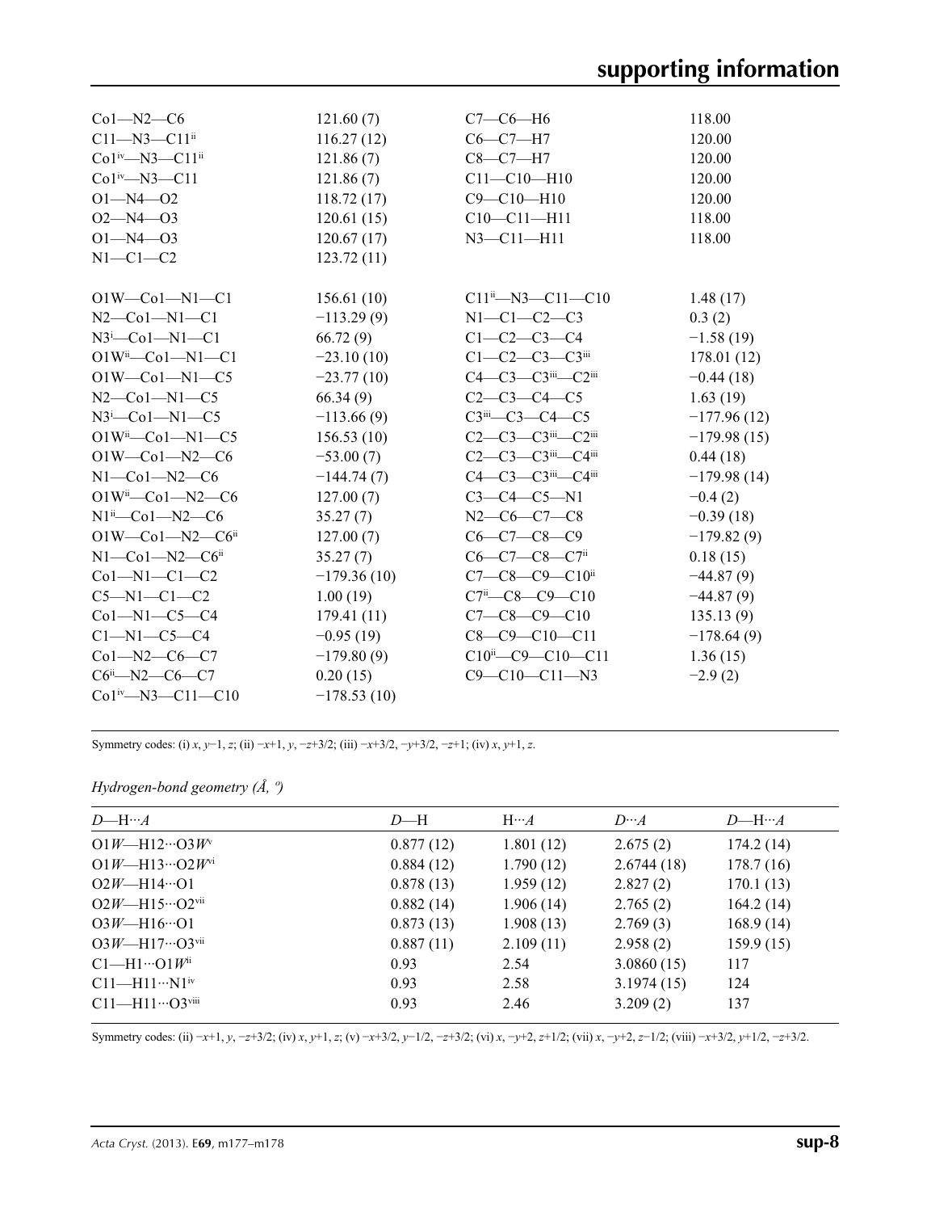| | | | |
|---|---|---|---|
| Co1—N2—C6 | 121.60 (7) | C7—C6—H6 | 118.00 |
| C11—N3—C11$^{ii}$ | 116.27 (12) | C6—C7—H7 | 120.00 |
| Co1$^{iv}$—N3—C11$^{ii}$ | 121.86 (7) | C8—C7—H7 | 120.00 |
| Co1$^{iv}$—N3—C11 | 121.86 (7) | C11—C10—H10 | 120.00 |
| O1—N4—O2 | 118.72 (17) | C9—C10—H10 | 120.00 |
| O2—N4—O3 | 120.61 (15) | C10—C11—H11 | 118.00 |
| O1—N4—O3 | 120.67 (17) | N3—C11—H11 | 118.00 |
| N1—C1—C2 | 123.72 (11) | | |
| | | | |
| O1W—Co1—N1—C1 | 156.61 (10) | C11$^{ii}$—N3—C11—C10 | 1.48 (17) |
| N2—Co1—N1—C1 | −113.29 (9) | N1—C1—C2—C3 | 0.3 (2) |
| N3$^{i}$—Co1—N1—C1 | 66.72 (9) | C1—C2—C3—C4 | −1.58 (19) |
| O1W$^{ii}$—Co1—N1—C1 | −23.10 (10) | C1—C2—C3—C3$^{iii}$ | 178.01 (12) |
| O1W—Co1—N1—C5 | −23.77 (10) | C4—C3—C3$^{iii}$—C2$^{iii}$ | −0.44 (18) |
| N2—Co1—N1—C5 | 66.34 (9) | C2—C3—C4—C5 | 1.63 (19) |
| N3$^{i}$—Co1—N1—C5 | −113.66 (9) | C3$^{iii}$—C3—C4—C5 | −177.96 (12) |
| O1W$^{ii}$—Co1—N1—C5 | 156.53 (10) | C2—C3—C3$^{iii}$—C2$^{iii}$ | −179.98 (15) |
| O1W—Co1—N2—C6 | −53.00 (7) | C2—C3—C3$^{iii}$—C4$^{iii}$ | 0.44 (18) |
| N1—Co1—N2—C6 | −144.74 (7) | C4—C3—C3$^{iii}$—C4$^{iii}$ | −179.98 (14) |
| O1W$^{ii}$—Co1—N2—C6 | 127.00 (7) | C3—C4—C5—N1 | −0.4 (2) |
| N1$^{ii}$—Co1—N2—C6 | 35.27 (7) | N2—C6—C7—C8 | −0.39 (18) |
| O1W—Co1—N2—C6$^{ii}$ | 127.00 (7) | C6—C7—C8—C9 | −179.82 (9) |
| N1—Co1—N2—C6$^{ii}$ | 35.27 (7) | C6—C7—C8—C7$^{ii}$ | 0.18 (15) |
| Co1—N1—C1—C2 | −179.36 (10) | C7—C8—C9—C10$^{ii}$ | −44.87 (9) |
| C5—N1—C1—C2 | 1.00 (19) | C7$^{ii}$—C8—C9—C10 | −44.87 (9) |
| Co1—N1—C5—C4 | 179.41 (11) | C7—C8—C9—C10 | 135.13 (9) |
| C1—N1—C5—C4 | −0.95 (19) | C8—C9—C10—C11 | −178.64 (9) |
| Co1—N2—C6—C7 | −179.80 (9) | C10$^{ii}$—C9—C10—C11 | 1.36 (15) |
| C6$^{ii}$—N2—C6—C7 | 0.20 (15) | C9—C10—C11—N3 | −2.9 (2) |
| Co1$^{iv}$—N3—C11—C10 | −178.53 (10) | | |

Symmetry codes: (i) *x*, *y*−1, *z*; (ii) −*x*+1, *y*, −*z*+3/2; (iii) −*x*+3/2, −*y*+3/2, −*z*+1; (iv) *x*, *y*+1, *z*.

*Hydrogen-bond geometry (Å, º)*

| *D*—H···*A* | *D*—H | H···*A* | *D*···*A* | *D*—H···*A* |
|---|---|---|---|---|
| O1*W*—H12···O3*W*$^{v}$ | 0.877 (12) | 1.801 (12) | 2.675 (2) | 174.2 (14) |
| O1*W*—H13···O2*W*$^{vi}$ | 0.884 (12) | 1.790 (12) | 2.6744 (18) | 178.7 (16) |
| O2*W*—H14···O1 | 0.878 (13) | 1.959 (12) | 2.827 (2) | 170.1 (13) |
| O2*W*—H15···O2$^{vii}$ | 0.882 (14) | 1.906 (14) | 2.765 (2) | 164.2 (14) |
| O3*W*—H16···O1 | 0.873 (13) | 1.908 (13) | 2.769 (3) | 168.9 (14) |
| O3*W*—H17···O3$^{vii}$ | 0.887 (11) | 2.109 (11) | 2.958 (2) | 159.9 (15) |
| C1—H1···O1*W*$^{ii}$ | 0.93 | 2.54 | 3.0860 (15) | 117 |
| C11—H11···N1$^{iv}$ | 0.93 | 2.58 | 3.1974 (15) | 124 |
| C11—H11···O3$^{viii}$ | 0.93 | 2.46 | 3.209 (2) | 137 |

Symmetry codes: (ii) −*x*+1, *y*, −*z*+3/2; (iv) *x*, *y*+1, *z*; (v) −*x*+3/2, *y*−1/2, −*z*+3/2; (vi) *x*, −*y*+2, *z*+1/2; (vii) *x*, −*y*+2, *z*−1/2; (viii) −*x*+3/2, *y*+1/2, −*z*+3/2.